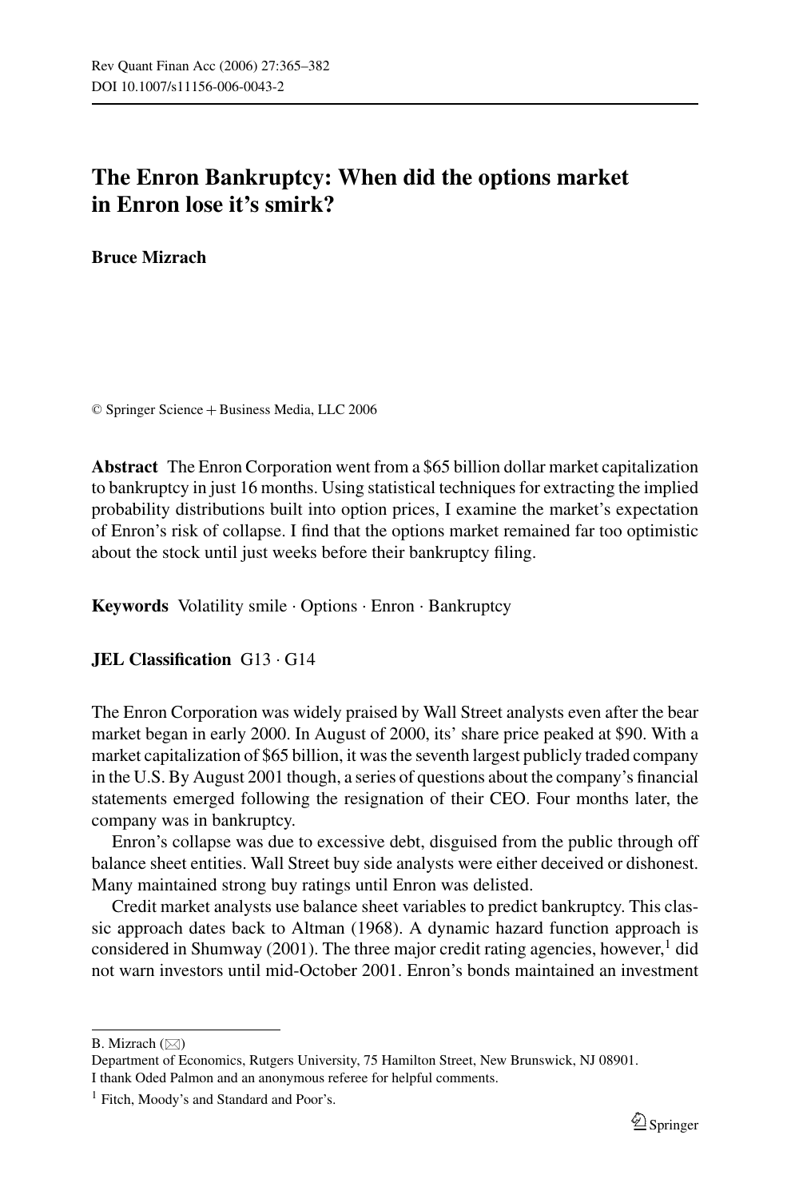# The Enron Bankruptcy: When did the options market in Enron lose it's smirk?

**Bruce Mizrach**

© Springer Science + Business Media, LLC 2006

**Abstract** The Enron Corporation went from a $65 billion dollar market capitalization to bankruptcy in just 16 months. Using statistical techniques for extracting the implied probability distributions built into option prices, I examine the market's expectation of Enron's risk of collapse. I find that the options market remained far too optimistic about the stock until just weeks before their bankruptcy filing.

**Keywords** Volatility smile · Options · Enron · Bankruptcy

**JEL Classification** G13 · G14

The Enron Corporation was widely praised by Wall Street analysts even after the bear market began in early 2000. In August of 2000, its' share price peaked at $90. With a market capitalization of $65 billion, it was the seventh largest publicly traded company in the U.S. By August 2001 though, a series of questions about the company's financial statements emerged following the resignation of their CEO. Four months later, the company was in bankruptcy.

Enron's collapse was due to excessive debt, disguised from the public through off balance sheet entities. Wall Street buy side analysts were either deceived or dishonest. Many maintained strong buy ratings until Enron was delisted.

Credit market analysts use balance sheet variables to predict bankruptcy. This classic approach dates back to Altman (1968). A dynamic hazard function approach is considered in Shumway (2001). The three major credit rating agencies, however,[1] did not warn investors until mid-October 2001. Enron's bonds maintained an investment

---

B. Mizrach (✉)
Department of Economics, Rutgers University, 75 Hamilton Street, New Brunswick, NJ 08901.
I thank Oded Palmon and an anonymous referee for helpful comments.

[1] Fitch, Moody's and Standard and Poor's.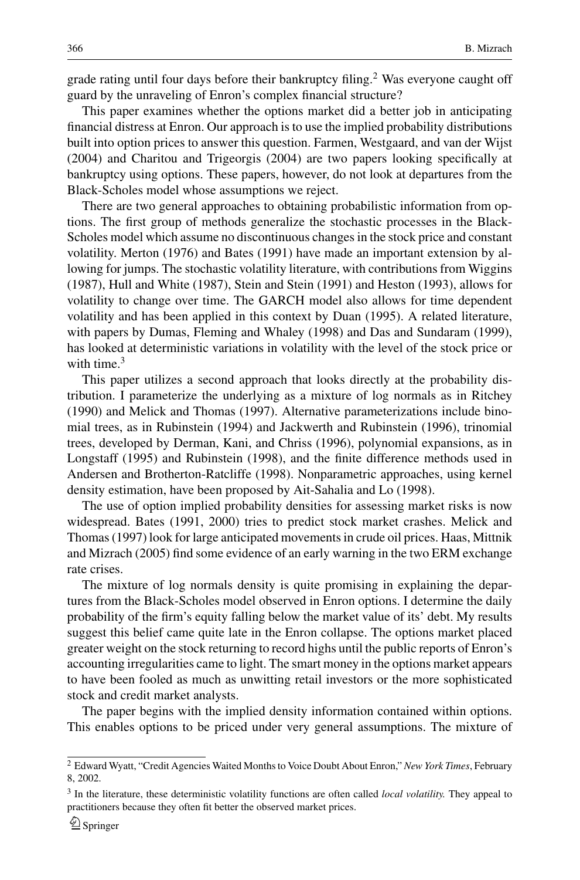grade rating until four days before their bankruptcy filing.[2] Was everyone caught off guard by the unraveling of Enron's complex financial structure?

This paper examines whether the options market did a better job in anticipating financial distress at Enron. Our approach is to use the implied probability distributions built into option prices to answer this question. Farmen, Westgaard, and van der Wijst (2004) and Charitou and Trigeorgis (2004) are two papers looking specifically at bankruptcy using options. These papers, however, do not look at departures from the Black-Scholes model whose assumptions we reject.

There are two general approaches to obtaining probabilistic information from options. The first group of methods generalize the stochastic processes in the Black-Scholes model which assume no discontinuous changes in the stock price and constant volatility. Merton (1976) and Bates (1991) have made an important extension by allowing for jumps. The stochastic volatility literature, with contributions from Wiggins (1987), Hull and White (1987), Stein and Stein (1991) and Heston (1993), allows for volatility to change over time. The GARCH model also allows for time dependent volatility and has been applied in this context by Duan (1995). A related literature, with papers by Dumas, Fleming and Whaley (1998) and Das and Sundaram (1999), has looked at deterministic variations in volatility with the level of the stock price or with time.[3]

This paper utilizes a second approach that looks directly at the probability distribution. I parameterize the underlying as a mixture of log normals as in Ritchey (1990) and Melick and Thomas (1997). Alternative parameterizations include binomial trees, as in Rubinstein (1994) and Jackwerth and Rubinstein (1996), trinomial trees, developed by Derman, Kani, and Chriss (1996), polynomial expansions, as in Longstaff (1995) and Rubinstein (1998), and the finite difference methods used in Andersen and Brotherton-Ratcliffe (1998). Nonparametric approaches, using kernel density estimation, have been proposed by Ait-Sahalia and Lo (1998).

The use of option implied probability densities for assessing market risks is now widespread. Bates (1991, 2000) tries to predict stock market crashes. Melick and Thomas (1997) look for large anticipated movements in crude oil prices. Haas, Mittnik and Mizrach (2005) find some evidence of an early warning in the two ERM exchange rate crises.

The mixture of log normals density is quite promising in explaining the departures from the Black-Scholes model observed in Enron options. I determine the daily probability of the firm's equity falling below the market value of its' debt. My results suggest this belief came quite late in the Enron collapse. The options market placed greater weight on the stock returning to record highs until the public reports of Enron's accounting irregularities came to light. The smart money in the options market appears to have been fooled as much as unwitting retail investors or the more sophisticated stock and credit market analysts.

The paper begins with the implied density information contained within options. This enables options to be priced under very general assumptions. The mixture of

[2] Edward Wyatt, "Credit Agencies Waited Months to Voice Doubt About Enron," *New York Times*, February 8, 2002.

[3] In the literature, these deterministic volatility functions are often called *local volatility.* They appeal to practitioners because they often fit better the observed market prices.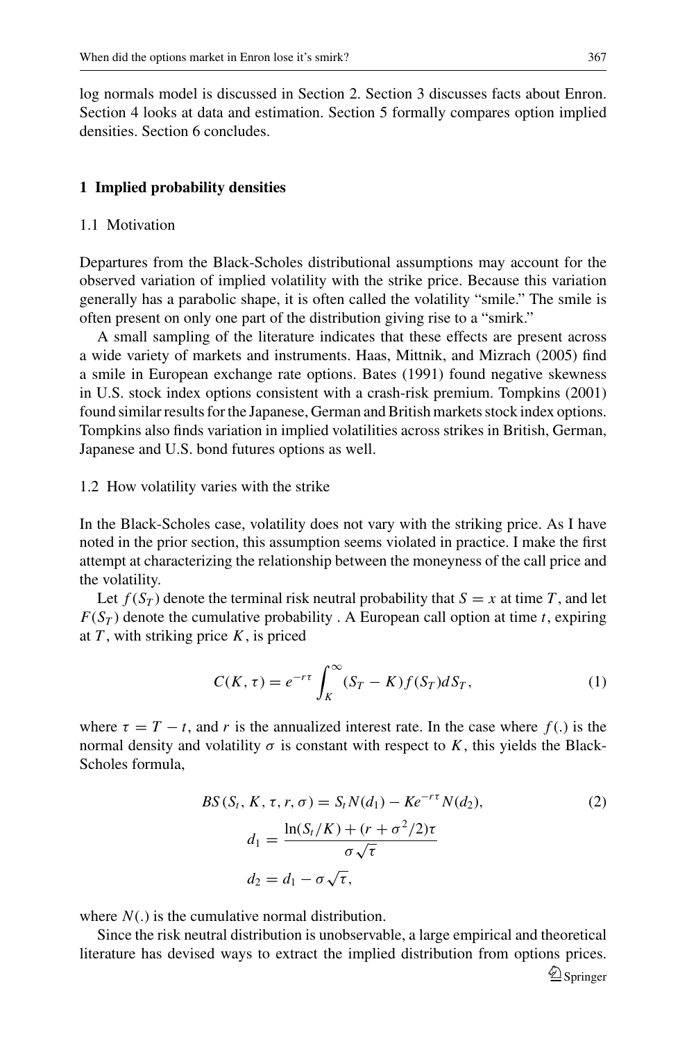log normals model is discussed in Section 2. Section 3 discusses facts about Enron. Section 4 looks at data and estimation. Section 5 formally compares option implied densities. Section 6 concludes.

## 1 Implied probability densities

### 1.1 Motivation

Departures from the Black-Scholes distributional assumptions may account for the observed variation of implied volatility with the strike price. Because this variation generally has a parabolic shape, it is often called the volatility "smile." The smile is often present on only one part of the distribution giving rise to a "smirk."

A small sampling of the literature indicates that these effects are present across a wide variety of markets and instruments. Haas, Mittnik, and Mizrach (2005) find a smile in European exchange rate options. Bates (1991) found negative skewness in U.S. stock index options consistent with a crash-risk premium. Tompkins (2001) found similar results for the Japanese, German and British markets stock index options. Tompkins also finds variation in implied volatilities across strikes in British, German, Japanese and U.S. bond futures options as well.

### 1.2 How volatility varies with the strike

In the Black-Scholes case, volatility does not vary with the striking price. As I have noted in the prior section, this assumption seems violated in practice. I make the first attempt at characterizing the relationship between the moneyness of the call price and the volatility.

Let $f(S_T)$ denote the terminal risk neutral probability that $S = x$ at time $T$, and let $F(S_T)$ denote the cumulative probability . A European call option at time $t$, expiring at $T$, with striking price $K$, is priced

$$C(K, \tau) = e^{-r\tau} \int_K^{\infty} (S_T - K) f(S_T) dS_T, \tag{1}$$

where $\tau = T - t$, and $r$ is the annualized interest rate. In the case where $f(.)$ is the normal density and volatility $\sigma$ is constant with respect to $K$, this yields the Black-Scholes formula,

$$\begin{aligned} BS(S_t, K, \tau, r, \sigma) &= S_t N(d_1) - K e^{-r\tau} N(d_2), \\ d_1 &= \frac{\ln(S_t/K) + (r + \sigma^2/2)\tau}{\sigma\sqrt{\tau}} \\ d_2 &= d_1 - \sigma\sqrt{\tau}, \end{aligned} \tag{2}$$

where $N(.)$ is the cumulative normal distribution.

Since the risk neutral distribution is unobservable, a large empirical and theoretical literature has devised ways to extract the implied distribution from options prices.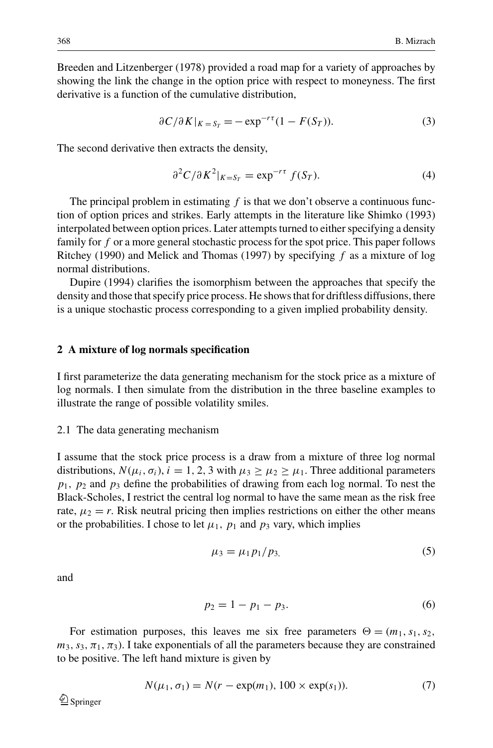Breeden and Litzenberger (1978) provided a road map for a variety of approaches by showing the link the change in the option price with respect to moneyness. The first derivative is a function of the cumulative distribution,

$$\partial C/\partial K|_{K=S_T} = -\exp^{-r\tau}(1 - F(S_T)). \tag{3}$$

The second derivative then extracts the density,

$$\partial^2 C/\partial K^2|_{K=S_T} = \exp^{-r\tau} f(S_T). \tag{4}$$

The principal problem in estimating $f$ is that we don't observe a continuous function of option prices and strikes. Early attempts in the literature like Shimko (1993) interpolated between option prices. Later attempts turned to either specifying a density family for $f$ or a more general stochastic process for the spot price. This paper follows Ritchey (1990) and Melick and Thomas (1997) by specifying $f$ as a mixture of log normal distributions.

Dupire (1994) clarifies the isomorphism between the approaches that specify the density and those that specify price process. He shows that for driftless diffusions, there is a unique stochastic process corresponding to a given implied probability density.

## 2 A mixture of log normals specification

I first parameterize the data generating mechanism for the stock price as a mixture of log normals. I then simulate from the distribution in the three baseline examples to illustrate the range of possible volatility smiles.

### 2.1 The data generating mechanism

I assume that the stock price process is a draw from a mixture of three log normal distributions, $N(\mu_i, \sigma_i)$, $i = 1, 2, 3$ with $\mu_3 \geq \mu_2 \geq \mu_1$. Three additional parameters $p_1$, $p_2$ and $p_3$ define the probabilities of drawing from each log normal. To nest the Black-Scholes, I restrict the central log normal to have the same mean as the risk free rate, $\mu_2 = r$. Risk neutral pricing then implies restrictions on either the other means or the probabilities. I chose to let $\mu_1$, $p_1$ and $p_3$ vary, which implies

$$\mu_3 = \mu_1 p_1 / p_3, \tag{5}$$

and

$$p_2 = 1 - p_1 - p_3. \tag{6}$$

For estimation purposes, this leaves me six free parameters $\Theta = (m_1, s_1, s_2, m_3, s_3, \pi_1, \pi_3)$. I take exponentials of all the parameters because they are constrained to be positive. The left hand mixture is given by

$$N(\mu_1, \sigma_1) = N(r - \exp(m_1), 100 \times \exp(s_1)). \tag{7}$$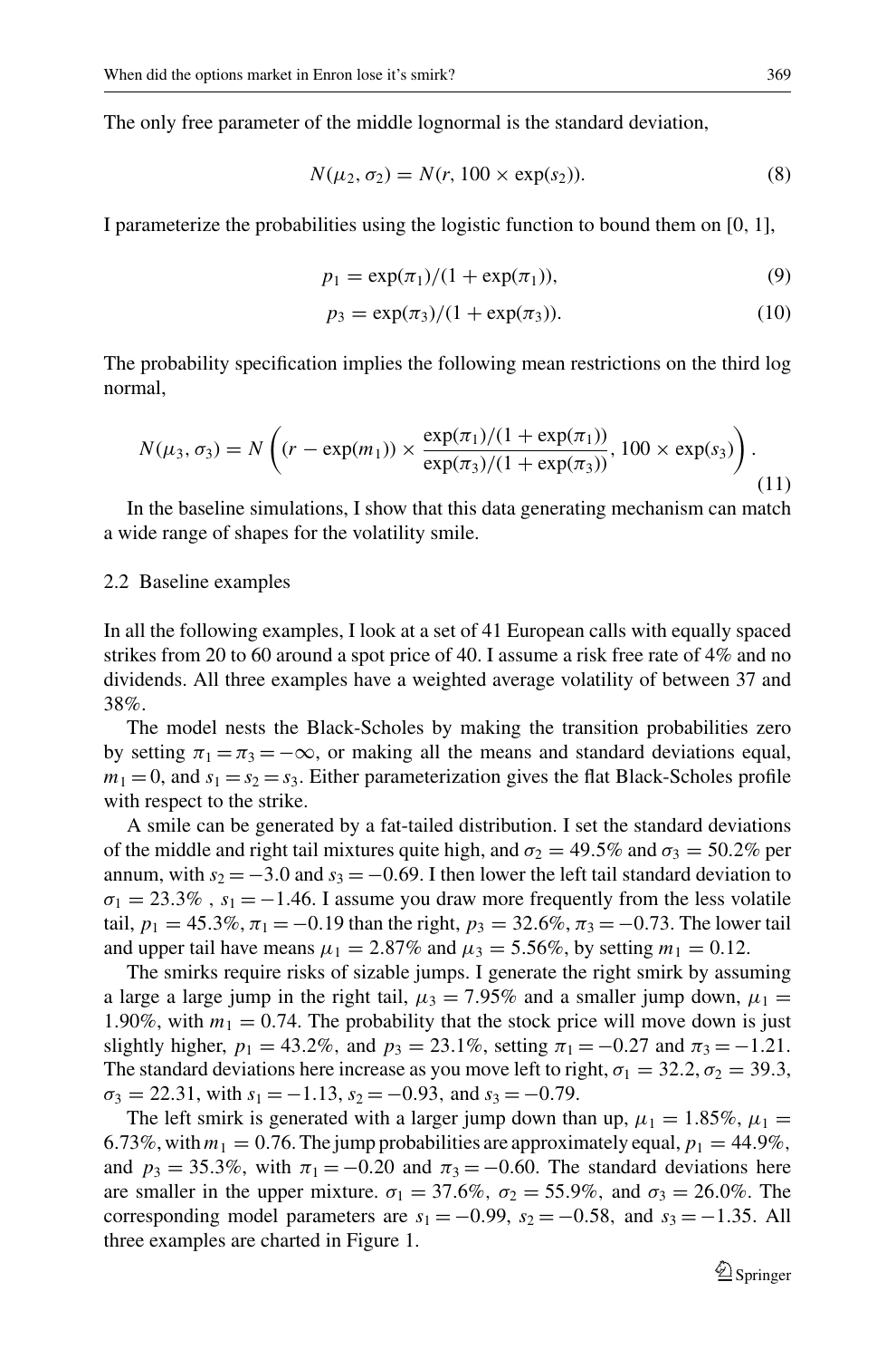The only free parameter of the middle lognormal is the standard deviation,

$$N(\mu_2, \sigma_2) = N(r, 100 \times \exp(s_2)). \tag{8}$$

I parameterize the probabilities using the logistic function to bound them on [0, 1],

$$p_1 = \exp(\pi_1)/(1 + \exp(\pi_1)), \tag{9}$$

$$p_3 = \exp(\pi_3)/(1 + \exp(\pi_3)). \tag{10}$$

The probability specification implies the following mean restrictions on the third log normal,

$$N(\mu_3, \sigma_3) = N\left((r - \exp(m_1)) \times \frac{\exp(\pi_1)/(1 + \exp(\pi_1))}{\exp(\pi_3)/(1 + \exp(\pi_3))}, 100 \times \exp(s_3)\right). \tag{11}$$

In the baseline simulations, I show that this data generating mechanism can match a wide range of shapes for the volatility smile.

### 2.2 Baseline examples

In all the following examples, I look at a set of 41 European calls with equally spaced strikes from 20 to 60 around a spot price of 40. I assume a risk free rate of 4% and no dividends. All three examples have a weighted average volatility of between 37 and 38%.

The model nests the Black-Scholes by making the transition probabilities zero by setting $\pi_1 = \pi_3 = -\infty$, or making all the means and standard deviations equal, $m_1 = 0$, and $s_1 = s_2 = s_3$. Either parameterization gives the flat Black-Scholes profile with respect to the strike.

A smile can be generated by a fat-tailed distribution. I set the standard deviations of the middle and right tail mixtures quite high, and $\sigma_2 = 49.5\%$ and $\sigma_3 = 50.2\%$ per annum, with $s_2 = -3.0$ and $s_3 = -0.69$. I then lower the left tail standard deviation to $\sigma_1 = 23.3\%$ , $s_1 = -1.46$. I assume you draw more frequently from the less volatile tail, $p_1 = 45.3\%, \pi_1 = -0.19$ than the right, $p_3 = 32.6\%, \pi_3 = -0.73$. The lower tail and upper tail have means $\mu_1 = 2.87\%$ and $\mu_3 = 5.56\%$, by setting $m_1 = 0.12$.

The smirks require risks of sizable jumps. I generate the right smirk by assuming a large a large jump in the right tail, $\mu_3 = 7.95\%$ and a smaller jump down, $\mu_1 = 1.90\%$, with $m_1 = 0.74$. The probability that the stock price will move down is just slightly higher, $p_1 = 43.2\%$, and $p_3 = 23.1\%$, setting $\pi_1 = -0.27$ and $\pi_3 = -1.21$. The standard deviations here increase as you move left to right, $\sigma_1 = 32.2, \sigma_2 = 39.3$, $\sigma_3 = 22.31$, with $s_1 = -1.13$, $s_2 = -0.93$, and $s_3 = -0.79$.

The left smirk is generated with a larger jump down than up, $\mu_1 = 1.85\%$, $\mu_1 = 6.73\%$, with $m_1 = 0.76$. The jump probabilities are approximately equal, $p_1 = 44.9\%$, and $p_3 = 35.3\%$, with $\pi_1 = -0.20$ and $\pi_3 = -0.60$. The standard deviations here are smaller in the upper mixture. $\sigma_1 = 37.6\%$, $\sigma_2 = 55.9\%$, and $\sigma_3 = 26.0\%$. The corresponding model parameters are $s_1 = -0.99$, $s_2 = -0.58$, and $s_3 = -1.35$. All three examples are charted in Figure 1.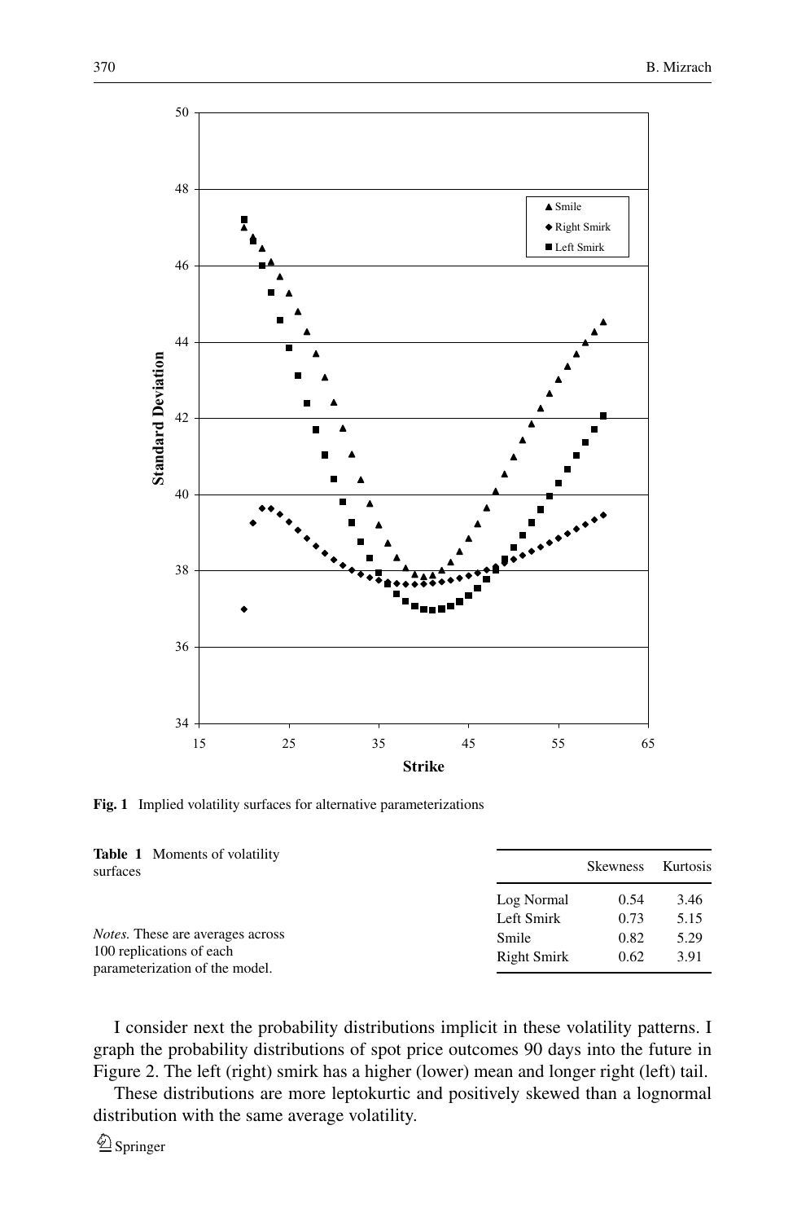**Fig. 1** Implied volatility surfaces for alternative parameterizations

**Table 1** Moments of volatility surfaces

| | Skewness | Kurtosis |
|---|---|---|
| Log Normal | 0.54 | 3.46 |
| Left Smirk | 0.73 | 5.15 |
| Smile | 0.82 | 5.29 |
| Right Smirk | 0.62 | 3.91 |

*Notes.* These are averages across 100 replications of each parameterization of the model.

I consider next the probability distributions implicit in these volatility patterns. I graph the probability distributions of spot price outcomes 90 days into the future in Figure 2. The left (right) smirk has a higher (lower) mean and longer right (left) tail.

These distributions are more leptokurtic and positively skewed than a lognormal distribution with the same average volatility.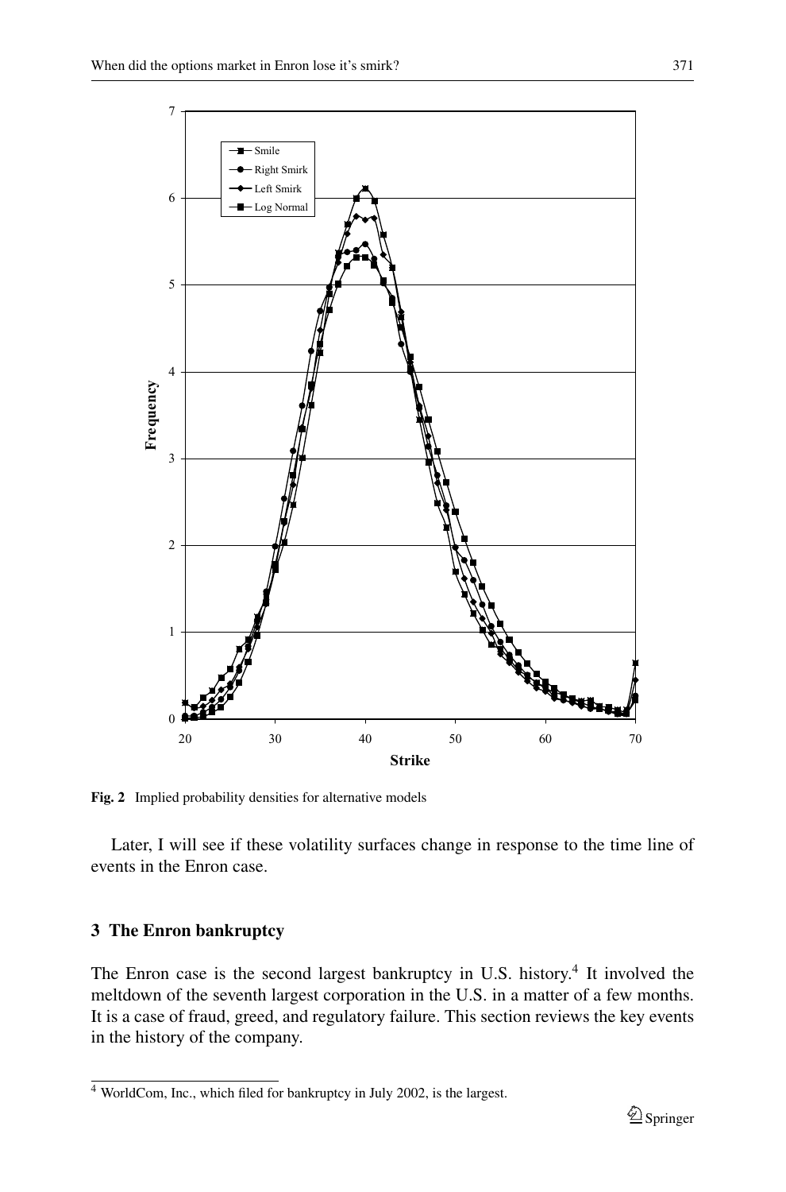Fig. 2 Implied probability densities for alternative models

Later, I will see if these volatility surfaces change in response to the time line of events in the Enron case.

## 3 The Enron bankruptcy

The Enron case is the second largest bankruptcy in U.S. history.[4] It involved the meltdown of the seventh largest corporation in the U.S. in a matter of a few months. It is a case of fraud, greed, and regulatory failure. This section reviews the key events in the history of the company.

[4] WorldCom, Inc., which filed for bankruptcy in July 2002, is the largest.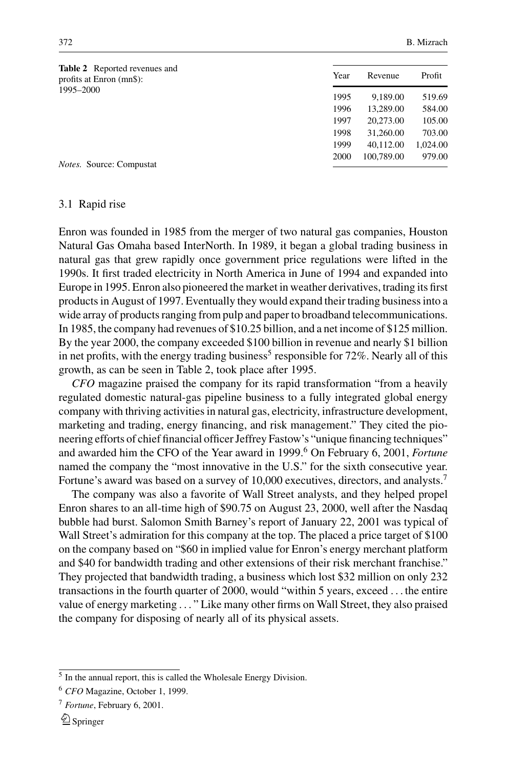**Table 2** Reported revenues and profits at Enron (mn$): 1995–2000

| Year | Revenue | Profit |
|---|---|---|
| 1995 | 9,189.00 | 519.69 |
| 1996 | 13,289.00 | 584.00 |
| 1997 | 20,273.00 | 105.00 |
| 1998 | 31,260.00 | 703.00 |
| 1999 | 40,112.00 | 1,024.00 |
| 2000 | 100,789.00 | 979.00 |

*Notes.* Source: Compustat

### 3.1 Rapid rise

Enron was founded in 1985 from the merger of two natural gas companies, Houston Natural Gas Omaha based InterNorth. In 1989, it began a global trading business in natural gas that grew rapidly once government price regulations were lifted in the 1990s. It first traded electricity in North America in June of 1994 and expanded into Europe in 1995. Enron also pioneered the market in weather derivatives, trading its first products in August of 1997. Eventually they would expand their trading business into a wide array of products ranging from pulp and paper to broadband telecommunications. In 1985, the company had revenues of $10.25 billion, and a net income of $125 million. By the year 2000, the company exceeded $100 billion in revenue and nearly $1 billion in net profits, with the energy trading business[5] responsible for 72%. Nearly all of this growth, as can be seen in Table 2, took place after 1995.

*CFO* magazine praised the company for its rapid transformation "from a heavily regulated domestic natural-gas pipeline business to a fully integrated global energy company with thriving activities in natural gas, electricity, infrastructure development, marketing and trading, energy financing, and risk management." They cited the pioneering efforts of chief financial officer Jeffrey Fastow's "unique financing techniques" and awarded him the CFO of the Year award in 1999.[6] On February 6, 2001, *Fortune* named the company the "most innovative in the U.S." for the sixth consecutive year. Fortune's award was based on a survey of 10,000 executives, directors, and analysts.[7]

The company was also a favorite of Wall Street analysts, and they helped propel Enron shares to an all-time high of $90.75 on August 23, 2000, well after the Nasdaq bubble had burst. Salomon Smith Barney's report of January 22, 2001 was typical of Wall Street's admiration for this company at the top. The placed a price target of $100 on the company based on "$60 in implied value for Enron's energy merchant platform and $40 for bandwidth trading and other extensions of their risk merchant franchise." They projected that bandwidth trading, a business which lost $32 million on only 232 transactions in the fourth quarter of 2000, would "within 5 years, exceed ... the entire value of energy marketing ... " Like many other firms on Wall Street, they also praised the company for disposing of nearly all of its physical assets.

[5] In the annual report, this is called the Wholesale Energy Division.

[6] *CFO* Magazine, October 1, 1999.

[7] *Fortune*, February 6, 2001.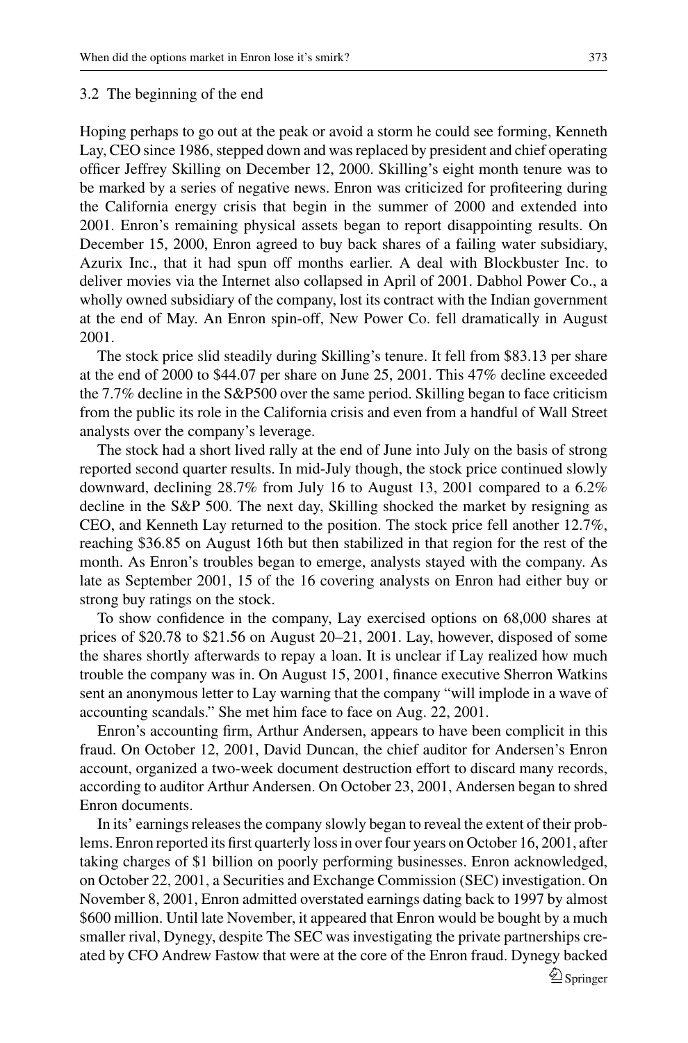### 3.2 The beginning of the end

Hoping perhaps to go out at the peak or avoid a storm he could see forming, Kenneth Lay, CEO since 1986, stepped down and was replaced by president and chief operating officer Jeffrey Skilling on December 12, 2000. Skilling's eight month tenure was to be marked by a series of negative news. Enron was criticized for profiteering during the California energy crisis that begin in the summer of 2000 and extended into 2001. Enron's remaining physical assets began to report disappointing results. On December 15, 2000, Enron agreed to buy back shares of a failing water subsidiary, Azurix Inc., that it had spun off months earlier. A deal with Blockbuster Inc. to deliver movies via the Internet also collapsed in April of 2001. Dabhol Power Co., a wholly owned subsidiary of the company, lost its contract with the Indian government at the end of May. An Enron spin-off, New Power Co. fell dramatically in August 2001.

The stock price slid steadily during Skilling's tenure. It fell from $83.13 per share at the end of 2000 to $44.07 per share on June 25, 2001. This 47% decline exceeded the 7.7% decline in the S&P500 over the same period. Skilling began to face criticism from the public its role in the California crisis and even from a handful of Wall Street analysts over the company's leverage.

The stock had a short lived rally at the end of June into July on the basis of strong reported second quarter results. In mid-July though, the stock price continued slowly downward, declining 28.7% from July 16 to August 13, 2001 compared to a 6.2% decline in the S&P 500. The next day, Skilling shocked the market by resigning as CEO, and Kenneth Lay returned to the position. The stock price fell another 12.7%, reaching $36.85 on August 16th but then stabilized in that region for the rest of the month. As Enron's troubles began to emerge, analysts stayed with the company. As late as September 2001, 15 of the 16 covering analysts on Enron had either buy or strong buy ratings on the stock.

To show confidence in the company, Lay exercised options on 68,000 shares at prices of $20.78 to $21.56 on August 20–21, 2001. Lay, however, disposed of some the shares shortly afterwards to repay a loan. It is unclear if Lay realized how much trouble the company was in. On August 15, 2001, finance executive Sherron Watkins sent an anonymous letter to Lay warning that the company "will implode in a wave of accounting scandals." She met him face to face on Aug. 22, 2001.

Enron's accounting firm, Arthur Andersen, appears to have been complicit in this fraud. On October 12, 2001, David Duncan, the chief auditor for Andersen's Enron account, organized a two-week document destruction effort to discard many records, according to auditor Arthur Andersen. On October 23, 2001, Andersen began to shred Enron documents.

In its' earnings releases the company slowly began to reveal the extent of their problems. Enron reported its first quarterly loss in over four years on October 16, 2001, after taking charges of $1 billion on poorly performing businesses. Enron acknowledged, on October 22, 2001, a Securities and Exchange Commission (SEC) investigation. On November 8, 2001, Enron admitted overstated earnings dating back to 1997 by almost $600 million. Until late November, it appeared that Enron would be bought by a much smaller rival, Dynegy, despite The SEC was investigating the private partnerships created by CFO Andrew Fastow that were at the core of the Enron fraud. Dynegy backed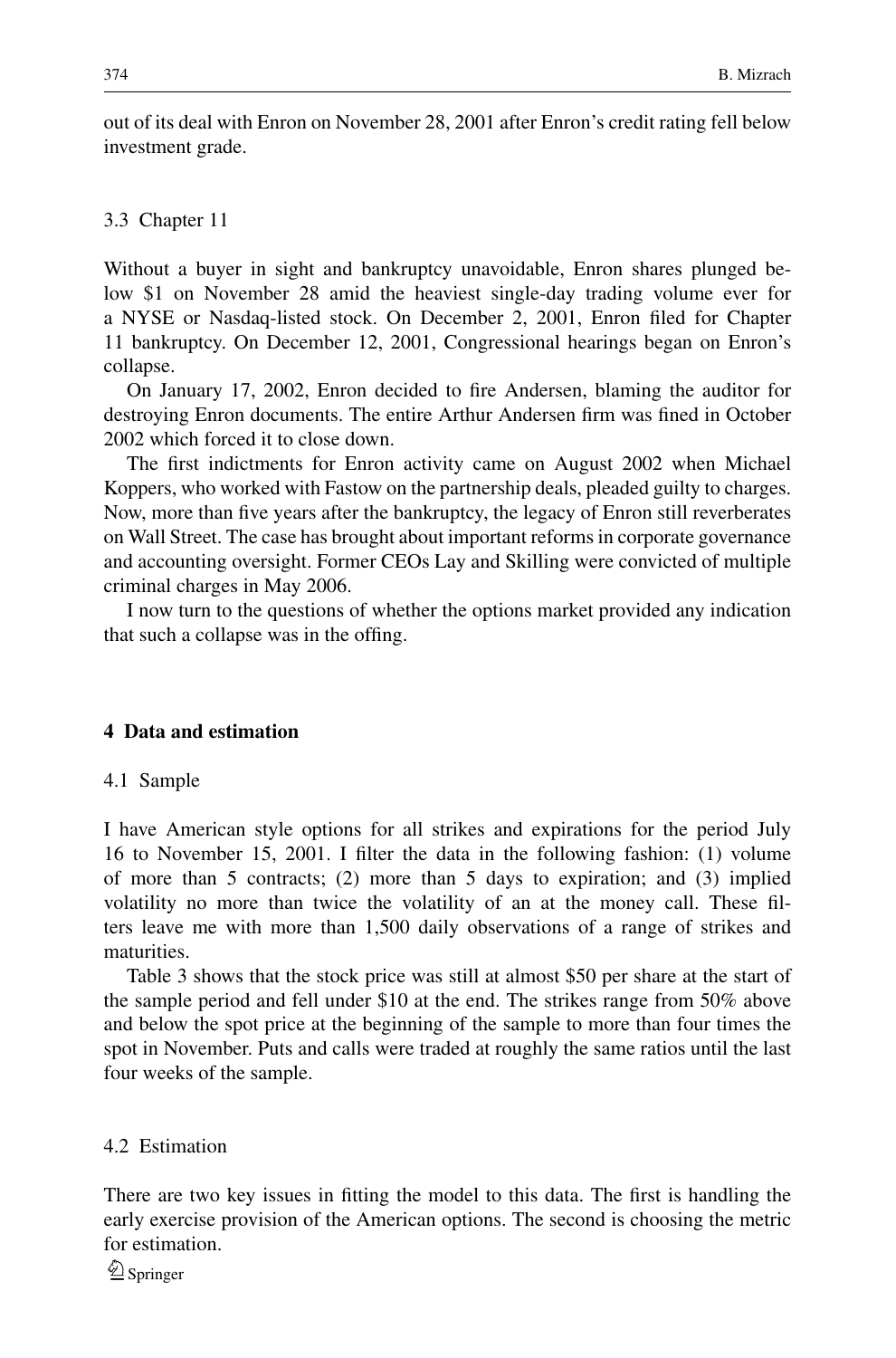out of its deal with Enron on November 28, 2001 after Enron's credit rating fell below investment grade.

### 3.3 Chapter 11

Without a buyer in sight and bankruptcy unavoidable, Enron shares plunged below $1 on November 28 amid the heaviest single-day trading volume ever for a NYSE or Nasdaq-listed stock. On December 2, 2001, Enron filed for Chapter 11 bankruptcy. On December 12, 2001, Congressional hearings began on Enron's collapse.

On January 17, 2002, Enron decided to fire Andersen, blaming the auditor for destroying Enron documents. The entire Arthur Andersen firm was fined in October 2002 which forced it to close down.

The first indictments for Enron activity came on August 2002 when Michael Koppers, who worked with Fastow on the partnership deals, pleaded guilty to charges. Now, more than five years after the bankruptcy, the legacy of Enron still reverberates on Wall Street. The case has brought about important reforms in corporate governance and accounting oversight. Former CEOs Lay and Skilling were convicted of multiple criminal charges in May 2006.

I now turn to the questions of whether the options market provided any indication that such a collapse was in the offing.

## 4 Data and estimation

### 4.1 Sample

I have American style options for all strikes and expirations for the period July 16 to November 15, 2001. I filter the data in the following fashion: (1) volume of more than 5 contracts; (2) more than 5 days to expiration; and (3) implied volatility no more than twice the volatility of an at the money call. These filters leave me with more than 1,500 daily observations of a range of strikes and maturities.

Table 3 shows that the stock price was still at almost $50 per share at the start of the sample period and fell under $10 at the end. The strikes range from 50% above and below the spot price at the beginning of the sample to more than four times the spot in November. Puts and calls were traded at roughly the same ratios until the last four weeks of the sample.

### 4.2 Estimation

There are two key issues in fitting the model to this data. The first is handling the early exercise provision of the American options. The second is choosing the metric for estimation.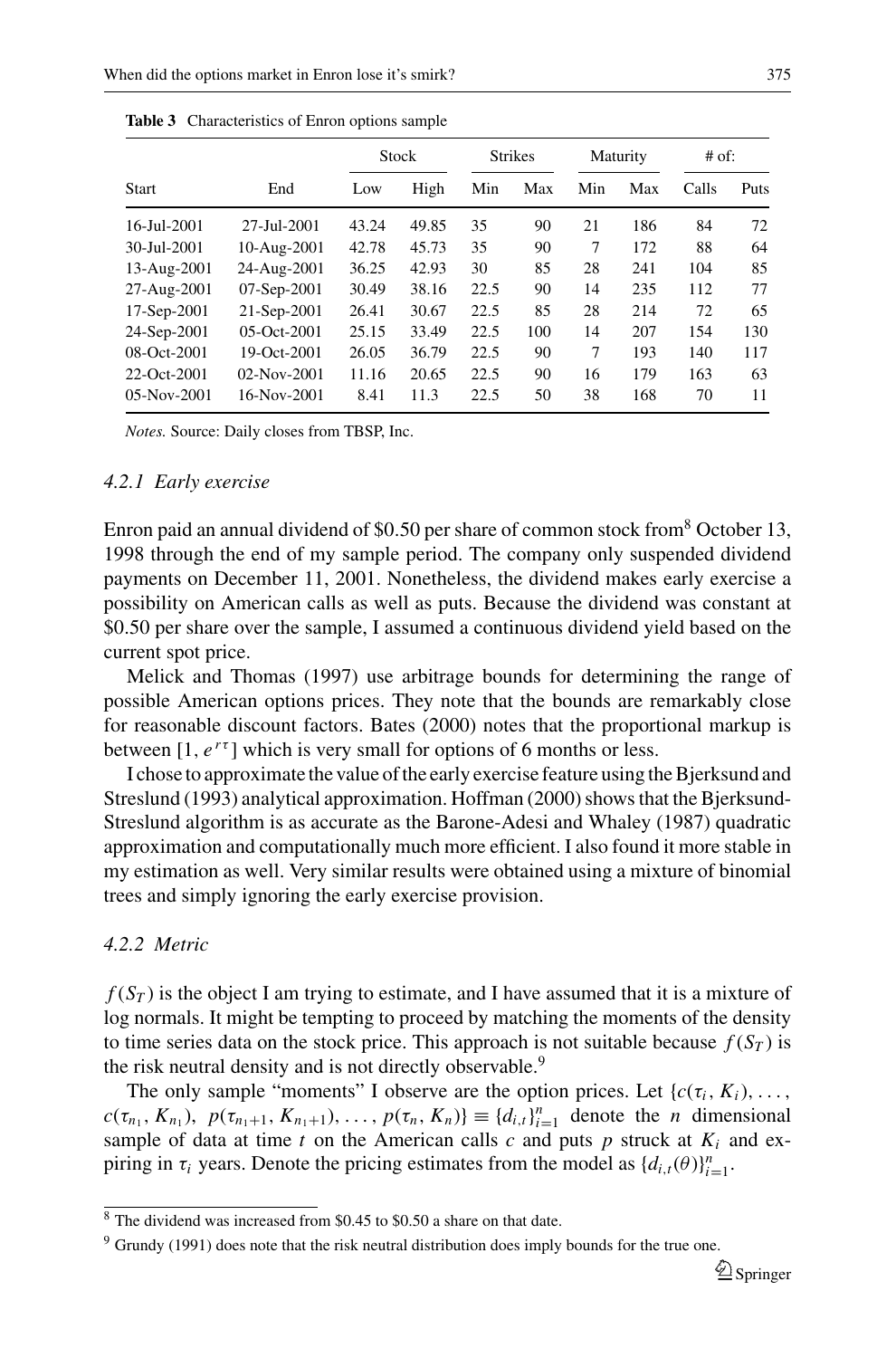**Table 3** Characteristics of Enron options sample

| Start | End | Stock | | Strikes | | Maturity | | # of: | |
|---|---|---|---|---|---|---|---|---|---|
| | | Low | High | Min | Max | Min | Max | Calls | Puts |
| 16-Jul-2001 | 27-Jul-2001 | 43.24 | 49.85 | 35 | 90 | 21 | 186 | 84 | 72 |
| 30-Jul-2001 | 10-Aug-2001 | 42.78 | 45.73 | 35 | 90 | 7 | 172 | 88 | 64 |
| 13-Aug-2001 | 24-Aug-2001 | 36.25 | 42.93 | 30 | 85 | 28 | 241 | 104 | 85 |
| 27-Aug-2001 | 07-Sep-2001 | 30.49 | 38.16 | 22.5 | 90 | 14 | 235 | 112 | 77 |
| 17-Sep-2001 | 21-Sep-2001 | 26.41 | 30.67 | 22.5 | 85 | 28 | 214 | 72 | 65 |
| 24-Sep-2001 | 05-Oct-2001 | 25.15 | 33.49 | 22.5 | 100 | 14 | 207 | 154 | 130 |
| 08-Oct-2001 | 19-Oct-2001 | 26.05 | 36.79 | 22.5 | 90 | 7 | 193 | 140 | 117 |
| 22-Oct-2001 | 02-Nov-2001 | 11.16 | 20.65 | 22.5 | 90 | 16 | 179 | 163 | 63 |
| 05-Nov-2001 | 16-Nov-2001 | 8.41 | 11.3 | 22.5 | 50 | 38 | 168 | 70 | 11 |

*Notes.* Source: Daily closes from TBSP, Inc.

### 4.2.1 Early exercise

Enron paid an annual dividend of \$0.50 per share of common stock from[8] October 13, 1998 through the end of my sample period. The company only suspended dividend payments on December 11, 2001. Nonetheless, the dividend makes early exercise a possibility on American calls as well as puts. Because the dividend was constant at \$0.50 per share over the sample, I assumed a continuous dividend yield based on the current spot price.

Melick and Thomas (1997) use arbitrage bounds for determining the range of possible American options prices. They note that the bounds are remarkably close for reasonable discount factors. Bates (2000) notes that the proportional markup is between $[1, e^{r\tau}]$ which is very small for options of 6 months or less.

I chose to approximate the value of the early exercise feature using the Bjerksund and Streslund (1993) analytical approximation. Hoffman (2000) shows that the Bjerksund-Streslund algorithm is as accurate as the Barone-Adesi and Whaley (1987) quadratic approximation and computationally much more efficient. I also found it more stable in my estimation as well. Very similar results were obtained using a mixture of binomial trees and simply ignoring the early exercise provision.

### 4.2.2 Metric

$f(S_T)$ is the object I am trying to estimate, and I have assumed that it is a mixture of log normals. It might be tempting to proceed by matching the moments of the density to time series data on the stock price. This approach is not suitable because $f(S_T)$ is the risk neutral density and is not directly observable.[9]

The only sample "moments" I observe are the option prices. Let $\{c(\tau_i, K_i), \ldots, c(\tau_{n_1}, K_{n_1}),\ p(\tau_{n_1+1}, K_{n_1+1}), \ldots, p(\tau_n, K_n)\} \equiv \{d_{i,t}\}_{i=1}^{n}$ denote the $n$ dimensional sample of data at time $t$ on the American calls $c$ and puts $p$ struck at $K_i$ and expiring in $\tau_i$ years. Denote the pricing estimates from the model as $\{d_{i,t}(\theta)\}_{i=1}^{n}$.

[8] The dividend was increased from \$0.45 to \$0.50 a share on that date.

[9] Grundy (1991) does note that the risk neutral distribution does imply bounds for the true one.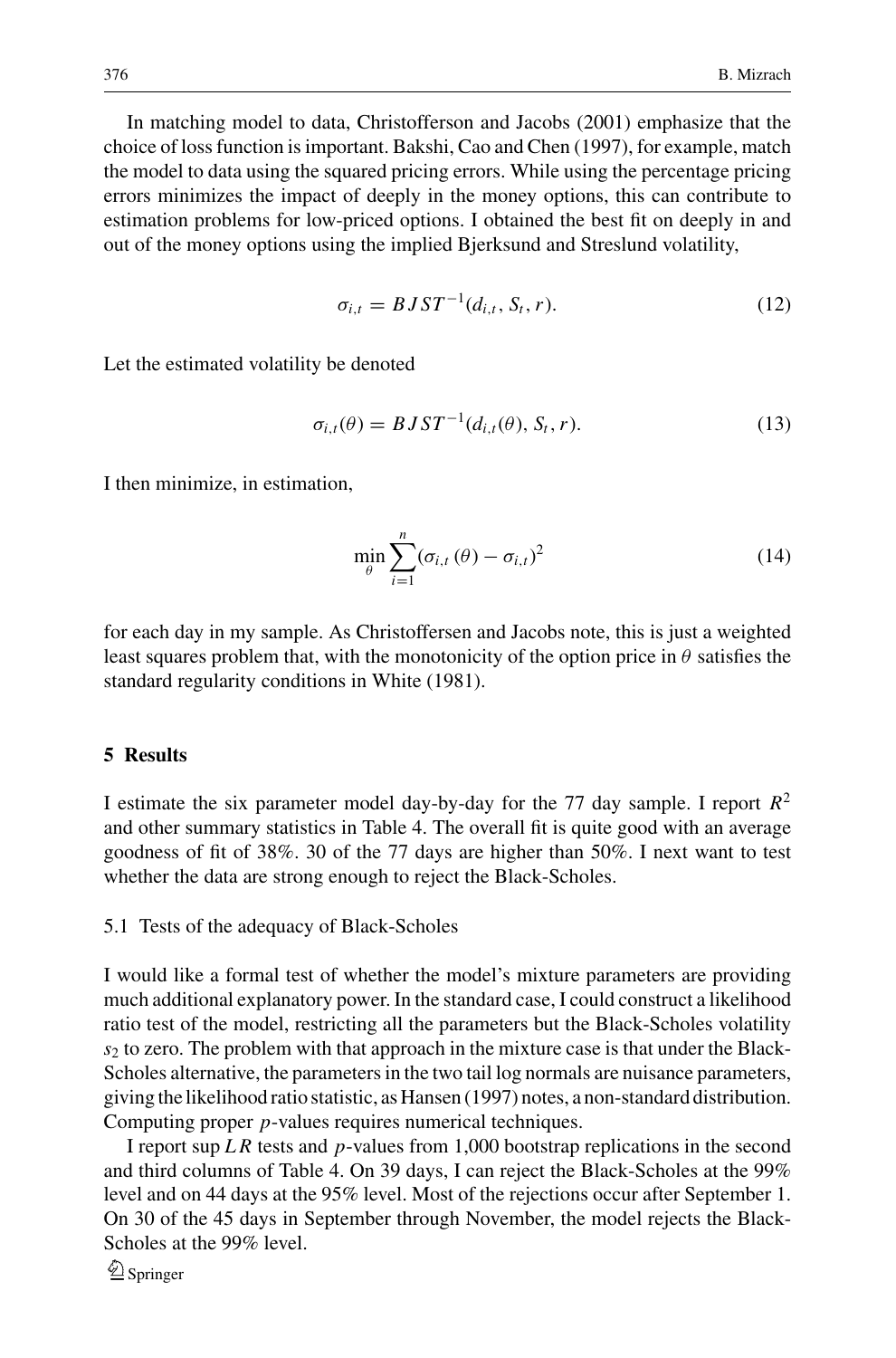In matching model to data, Christofferson and Jacobs (2001) emphasize that the choice of loss function is important. Bakshi, Cao and Chen (1997), for example, match the model to data using the squared pricing errors. While using the percentage pricing errors minimizes the impact of deeply in the money options, this can contribute to estimation problems for low-priced options. I obtained the best fit on deeply in and out of the money options using the implied Bjerksund and Streslund volatility,

$$\sigma_{i,t} = BJST^{-1}(d_{i,t}, S_t, r). \tag{12}$$

Let the estimated volatility be denoted

$$\sigma_{i,t}(\theta) = BJST^{-1}(d_{i,t}(\theta), S_t, r). \tag{13}$$

I then minimize, in estimation,

$$\min_{\theta} \sum_{i=1}^{n} (\sigma_{i,t}(\theta) - \sigma_{i,t})^2 \tag{14}$$

for each day in my sample. As Christoffersen and Jacobs note, this is just a weighted least squares problem that, with the monotonicity of the option price in $\theta$ satisfies the standard regularity conditions in White (1981).

## 5 Results

I estimate the six parameter model day-by-day for the 77 day sample. I report $R^2$ and other summary statistics in Table 4. The overall fit is quite good with an average goodness of fit of 38%. 30 of the 77 days are higher than 50%. I next want to test whether the data are strong enough to reject the Black-Scholes.

### 5.1 Tests of the adequacy of Black-Scholes

I would like a formal test of whether the model's mixture parameters are providing much additional explanatory power. In the standard case, I could construct a likelihood ratio test of the model, restricting all the parameters but the Black-Scholes volatility $s_2$ to zero. The problem with that approach in the mixture case is that under the Black-Scholes alternative, the parameters in the two tail log normals are nuisance parameters, giving the likelihood ratio statistic, as Hansen (1997) notes, a non-standard distribution. Computing proper $p$-values requires numerical techniques.

I report sup $LR$ tests and $p$-values from 1,000 bootstrap replications in the second and third columns of Table 4. On 39 days, I can reject the Black-Scholes at the 99% level and on 44 days at the 95% level. Most of the rejections occur after September 1. On 30 of the 45 days in September through November, the model rejects the Black-Scholes at the 99% level.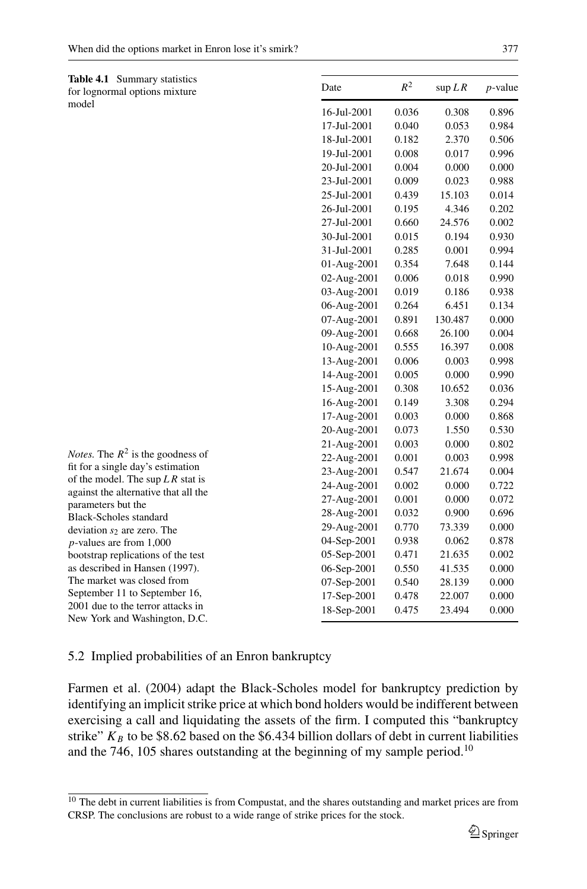**Table 4.1** Summary statistics for lognormal options mixture model

| Date | $R^2$ | sup $LR$ | $p$-value |
|---|---|---|---|
| 16-Jul-2001 | 0.036 | 0.308 | 0.896 |
| 17-Jul-2001 | 0.040 | 0.053 | 0.984 |
| 18-Jul-2001 | 0.182 | 2.370 | 0.506 |
| 19-Jul-2001 | 0.008 | 0.017 | 0.996 |
| 20-Jul-2001 | 0.004 | 0.000 | 0.000 |
| 23-Jul-2001 | 0.009 | 0.023 | 0.988 |
| 25-Jul-2001 | 0.439 | 15.103 | 0.014 |
| 26-Jul-2001 | 0.195 | 4.346 | 0.202 |
| 27-Jul-2001 | 0.660 | 24.576 | 0.002 |
| 30-Jul-2001 | 0.015 | 0.194 | 0.930 |
| 31-Jul-2001 | 0.285 | 0.001 | 0.994 |
| 01-Aug-2001 | 0.354 | 7.648 | 0.144 |
| 02-Aug-2001 | 0.006 | 0.018 | 0.990 |
| 03-Aug-2001 | 0.019 | 0.186 | 0.938 |
| 06-Aug-2001 | 0.264 | 6.451 | 0.134 |
| 07-Aug-2001 | 0.891 | 130.487 | 0.000 |
| 09-Aug-2001 | 0.668 | 26.100 | 0.004 |
| 10-Aug-2001 | 0.555 | 16.397 | 0.008 |
| 13-Aug-2001 | 0.006 | 0.003 | 0.998 |
| 14-Aug-2001 | 0.005 | 0.000 | 0.990 |
| 15-Aug-2001 | 0.308 | 10.652 | 0.036 |
| 16-Aug-2001 | 0.149 | 3.308 | 0.294 |
| 17-Aug-2001 | 0.003 | 0.000 | 0.868 |
| 20-Aug-2001 | 0.073 | 1.550 | 0.530 |
| 21-Aug-2001 | 0.003 | 0.000 | 0.802 |
| 22-Aug-2001 | 0.001 | 0.003 | 0.998 |
| 23-Aug-2001 | 0.547 | 21.674 | 0.004 |
| 24-Aug-2001 | 0.002 | 0.000 | 0.722 |
| 27-Aug-2001 | 0.001 | 0.000 | 0.072 |
| 28-Aug-2001 | 0.032 | 0.900 | 0.696 |
| 29-Aug-2001 | 0.770 | 73.339 | 0.000 |
| 04-Sep-2001 | 0.938 | 0.062 | 0.878 |
| 05-Sep-2001 | 0.471 | 21.635 | 0.002 |
| 06-Sep-2001 | 0.550 | 41.535 | 0.000 |
| 07-Sep-2001 | 0.540 | 28.139 | 0.000 |
| 17-Sep-2001 | 0.478 | 22.007 | 0.000 |
| 18-Sep-2001 | 0.475 | 23.494 | 0.000 |

*Notes.* The $R^2$ is the goodness of fit for a single day's estimation of the model. The sup $LR$ stat is against the alternative that all the parameters but the Black-Scholes standard deviation $s_2$ are zero. The $p$-values are from 1,000 bootstrap replications of the test as described in Hansen (1997). The market was closed from September 11 to September 16, 2001 due to the terror attacks in New York and Washington, D.C.

### 5.2 Implied probabilities of an Enron bankruptcy

Farmen et al. (2004) adapt the Black-Scholes model for bankruptcy prediction by identifying an implicit strike price at which bond holders would be indifferent between exercising a call and liquidating the assets of the firm. I computed this "bankruptcy strike" $K_B$ to be $8.62 based on the $6.434 billion dollars of debt in current liabilities and the 746, 105 shares outstanding at the beginning of my sample period.[10]

[10] The debt in current liabilities is from Compustat, and the shares outstanding and market prices are from CRSP. The conclusions are robust to a wide range of strike prices for the stock.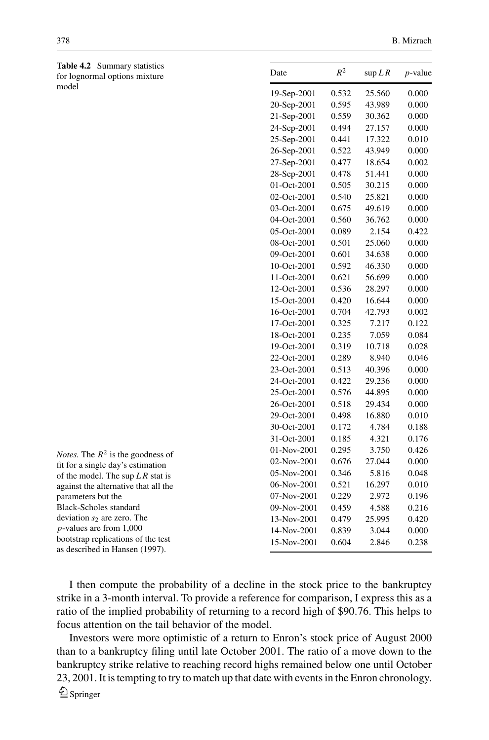**Table 4.2** Summary statistics for lognormal options mixture model

| Date | $R^2$ | $\sup LR$ | $p$-value |
|---|---|---|---|
| 19-Sep-2001 | 0.532 | 25.560 | 0.000 |
| 20-Sep-2001 | 0.595 | 43.989 | 0.000 |
| 21-Sep-2001 | 0.559 | 30.362 | 0.000 |
| 24-Sep-2001 | 0.494 | 27.157 | 0.000 |
| 25-Sep-2001 | 0.441 | 17.322 | 0.010 |
| 26-Sep-2001 | 0.522 | 43.949 | 0.000 |
| 27-Sep-2001 | 0.477 | 18.654 | 0.002 |
| 28-Sep-2001 | 0.478 | 51.441 | 0.000 |
| 01-Oct-2001 | 0.505 | 30.215 | 0.000 |
| 02-Oct-2001 | 0.540 | 25.821 | 0.000 |
| 03-Oct-2001 | 0.675 | 49.619 | 0.000 |
| 04-Oct-2001 | 0.560 | 36.762 | 0.000 |
| 05-Oct-2001 | 0.089 | 2.154 | 0.422 |
| 08-Oct-2001 | 0.501 | 25.060 | 0.000 |
| 09-Oct-2001 | 0.601 | 34.638 | 0.000 |
| 10-Oct-2001 | 0.592 | 46.330 | 0.000 |
| 11-Oct-2001 | 0.621 | 56.699 | 0.000 |
| 12-Oct-2001 | 0.536 | 28.297 | 0.000 |
| 15-Oct-2001 | 0.420 | 16.644 | 0.000 |
| 16-Oct-2001 | 0.704 | 42.793 | 0.002 |
| 17-Oct-2001 | 0.325 | 7.217 | 0.122 |
| 18-Oct-2001 | 0.235 | 7.059 | 0.084 |
| 19-Oct-2001 | 0.319 | 10.718 | 0.028 |
| 22-Oct-2001 | 0.289 | 8.940 | 0.046 |
| 23-Oct-2001 | 0.513 | 40.396 | 0.000 |
| 24-Oct-2001 | 0.422 | 29.236 | 0.000 |
| 25-Oct-2001 | 0.576 | 44.895 | 0.000 |
| 26-Oct-2001 | 0.518 | 29.434 | 0.000 |
| 29-Oct-2001 | 0.498 | 16.880 | 0.010 |
| 30-Oct-2001 | 0.172 | 4.784 | 0.188 |
| 31-Oct-2001 | 0.185 | 4.321 | 0.176 |
| 01-Nov-2001 | 0.295 | 3.750 | 0.426 |
| 02-Nov-2001 | 0.676 | 27.044 | 0.000 |
| 05-Nov-2001 | 0.346 | 5.816 | 0.048 |
| 06-Nov-2001 | 0.521 | 16.297 | 0.010 |
| 07-Nov-2001 | 0.229 | 2.972 | 0.196 |
| 09-Nov-2001 | 0.459 | 4.588 | 0.216 |
| 13-Nov-2001 | 0.479 | 25.995 | 0.420 |
| 14-Nov-2001 | 0.839 | 3.044 | 0.000 |
| 15-Nov-2001 | 0.604 | 2.846 | 0.238 |

*Notes.* The $R^2$ is the goodness of fit for a single day's estimation of the model. The $\sup LR$ stat is against the alternative that all the parameters but the Black-Scholes standard deviation $s_2$ are zero. The $p$-values are from 1,000 bootstrap replications of the test as described in Hansen (1997).

I then compute the probability of a decline in the stock price to the bankruptcy strike in a 3-month interval. To provide a reference for comparison, I express this as a ratio of the implied probability of returning to a record high of \$90.76. This helps to focus attention on the tail behavior of the model.

Investors were more optimistic of a return to Enron's stock price of August 2000 than to a bankruptcy filing until late October 2001. The ratio of a move down to the bankruptcy strike relative to reaching record highs remained below one until October 23, 2001. It is tempting to try to match up that date with events in the Enron chronology.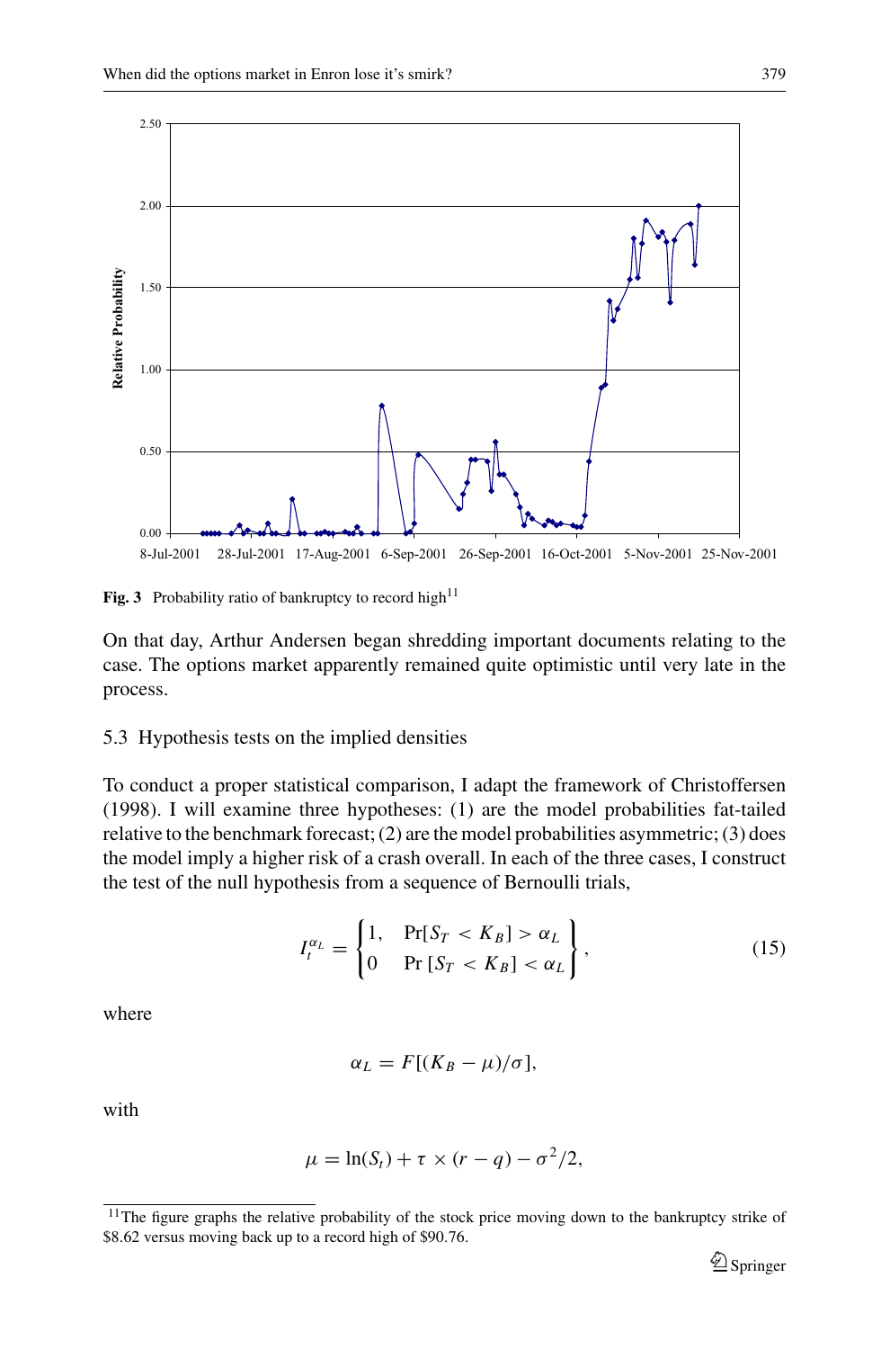Fig. 3 Probability ratio of bankruptcy to record high[11]

On that day, Arthur Andersen began shredding important documents relating to the case. The options market apparently remained quite optimistic until very late in the process.

### 5.3 Hypothesis tests on the implied densities

To conduct a proper statistical comparison, I adapt the framework of Christoffersen (1998). I will examine three hypotheses: (1) are the model probabilities fat-tailed relative to the benchmark forecast; (2) are the model probabilities asymmetric; (3) does the model imply a higher risk of a crash overall. In each of the three cases, I construct the test of the null hypothesis from a sequence of Bernoulli trials,

$$I_t^{\alpha_L} = \left\{ \begin{matrix} 1, & \Pr[S_T < K_B] > \alpha_L \\ 0 & \Pr[S_T < K_B] < \alpha_L \end{matrix} \right\}, \tag{15}$$

where

$$\alpha_L = F[(K_B - \mu)/\sigma],$$

with

$$\mu = \ln(S_t) + \tau \times (r - q) - \sigma^2/2,$$

[11] The figure graphs the relative probability of the stock price moving down to the bankruptcy strike of \$8.62 versus moving back up to a record high of \$90.76.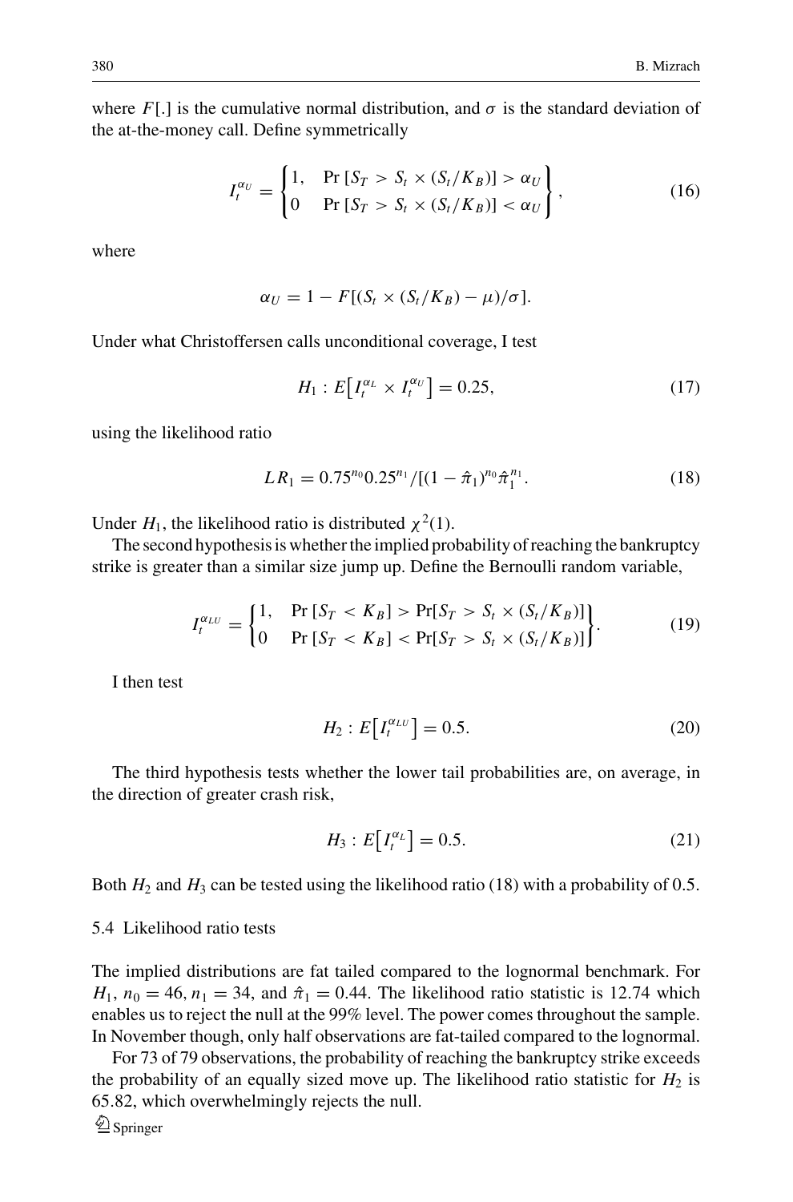where $F[.]$ is the cumulative normal distribution, and $\sigma$ is the standard deviation of the at-the-money call. Define symmetrically

$$I_t^{\alpha_U} = \begin{Bmatrix} 1, & \Pr\left[S_T > S_t \times (S_t/K_B)\right] > \alpha_U \\ 0 & \Pr\left[S_T > S_t \times (S_t/K_B)\right] < \alpha_U \end{Bmatrix}, \tag{16}$$

where

$$\alpha_U = 1 - F[(S_t \times (S_t/K_B) - \mu)/\sigma].$$

Under what Christoffersen calls unconditional coverage, I test

$$H_1 : E\left[I_t^{\alpha_L} \times I_t^{\alpha_U}\right] = 0.25, \tag{17}$$

using the likelihood ratio

$$LR_1 = 0.75^{n_0} 0.25^{n_1} / [(1 - \hat{\pi}_1)^{n_0} \hat{\pi}_1^{n_1}. \tag{18}$$

Under $H_1$, the likelihood ratio is distributed $\chi^2(1)$.

The second hypothesis is whether the implied probability of reaching the bankruptcy strike is greater than a similar size jump up. Define the Bernoulli random variable,

$$I_t^{\alpha_{LU}} = \begin{Bmatrix} 1, & \Pr\left[S_T < K_B\right] > \Pr[S_T > S_t \times (S_t/K_B)] \\ 0 & \Pr\left[S_T < K_B\right] < \Pr[S_T > S_t \times (S_t/K_B)] \end{Bmatrix}. \tag{19}$$

I then test

$$H_2 : E\left[I_t^{\alpha_{LU}}\right] = 0.5. \tag{20}$$

The third hypothesis tests whether the lower tail probabilities are, on average, in the direction of greater crash risk,

$$H_3 : E\left[I_t^{\alpha_L}\right] = 0.5. \tag{21}$$

Both $H_2$ and $H_3$ can be tested using the likelihood ratio (18) with a probability of 0.5.

### 5.4 Likelihood ratio tests

The implied distributions are fat tailed compared to the lognormal benchmark. For $H_1$, $n_0 = 46$, $n_1 = 34$, and $\hat{\pi}_1 = 0.44$. The likelihood ratio statistic is 12.74 which enables us to reject the null at the 99% level. The power comes throughout the sample. In November though, only half observations are fat-tailed compared to the lognormal.

For 73 of 79 observations, the probability of reaching the bankruptcy strike exceeds the probability of an equally sized move up. The likelihood ratio statistic for $H_2$ is 65.82, which overwhelmingly rejects the null.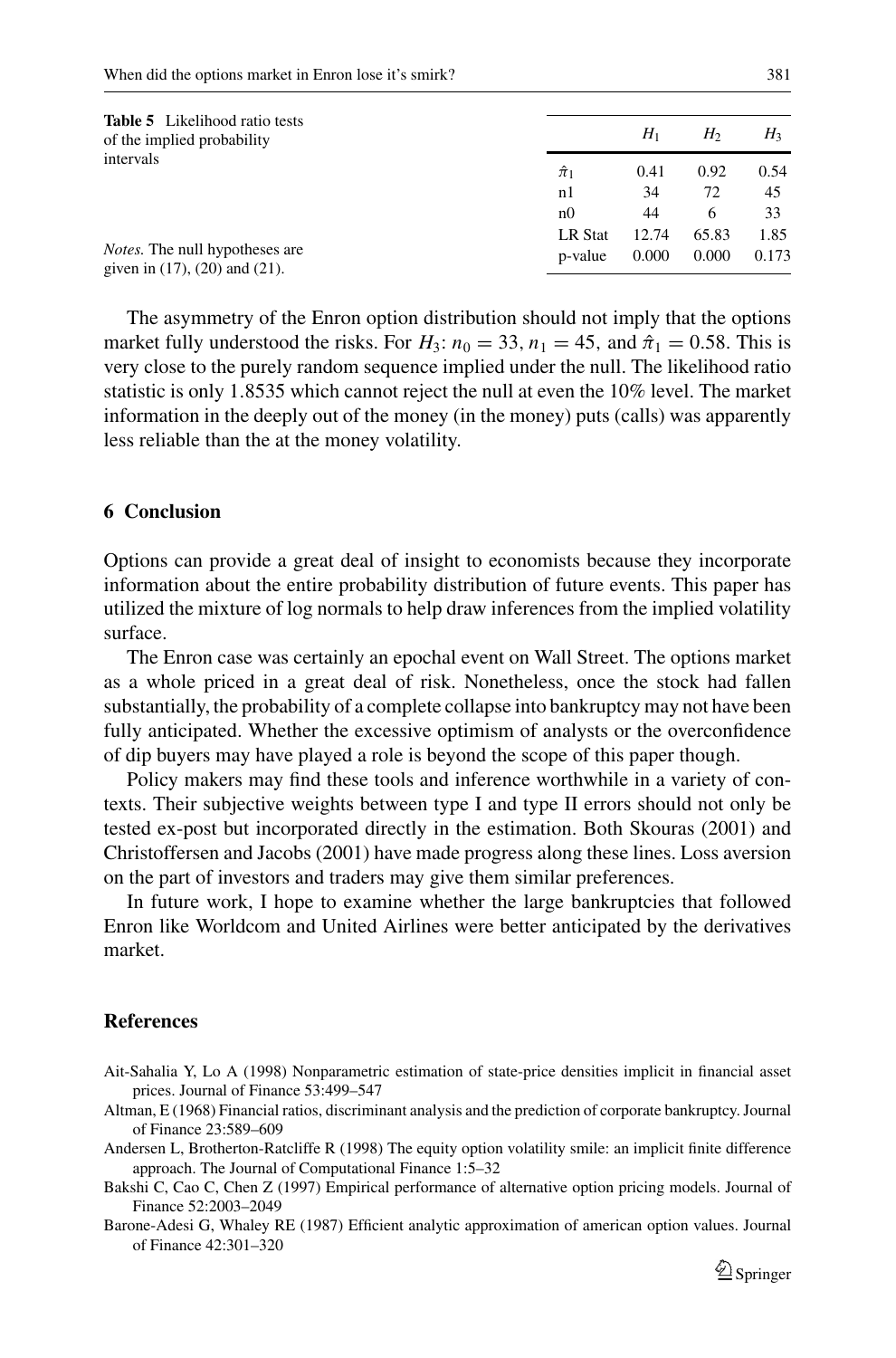**Table 5** Likelihood ratio tests of the implied probability intervals

|  | $H_1$ | $H_2$ | $H_3$ |
|---|---|---|---|
| $\hat{\pi}_1$ | 0.41 | 0.92 | 0.54 |
| n1 | 34 | 72 | 45 |
| n0 | 44 | 6 | 33 |
| LR Stat | 12.74 | 65.83 | 1.85 |
| p-value | 0.000 | 0.000 | 0.173 |

*Notes.* The null hypotheses are given in (17), (20) and (21).

The asymmetry of the Enron option distribution should not imply that the options market fully understood the risks. For $H_3$: $n_0 = 33$, $n_1 = 45$, and $\hat{\pi}_1 = 0.58$. This is very close to the purely random sequence implied under the null. The likelihood ratio statistic is only 1.8535 which cannot reject the null at even the 10% level. The market information in the deeply out of the money (in the money) puts (calls) was apparently less reliable than the at the money volatility.

## 6 Conclusion

Options can provide a great deal of insight to economists because they incorporate information about the entire probability distribution of future events. This paper has utilized the mixture of log normals to help draw inferences from the implied volatility surface.

The Enron case was certainly an epochal event on Wall Street. The options market as a whole priced in a great deal of risk. Nonetheless, once the stock had fallen substantially, the probability of a complete collapse into bankruptcy may not have been fully anticipated. Whether the excessive optimism of analysts or the overconfidence of dip buyers may have played a role is beyond the scope of this paper though.

Policy makers may find these tools and inference worthwhile in a variety of contexts. Their subjective weights between type I and type II errors should not only be tested ex-post but incorporated directly in the estimation. Both Skouras (2001) and Christoffersen and Jacobs (2001) have made progress along these lines. Loss aversion on the part of investors and traders may give them similar preferences.

In future work, I hope to examine whether the large bankruptcies that followed Enron like Worldcom and United Airlines were better anticipated by the derivatives market.

## References

Ait-Sahalia Y, Lo A (1998) Nonparametric estimation of state-price densities implicit in financial asset prices. Journal of Finance 53:499–547

Altman, E (1968) Financial ratios, discriminant analysis and the prediction of corporate bankruptcy. Journal of Finance 23:589–609

Andersen L, Brotherton-Ratcliffe R (1998) The equity option volatility smile: an implicit finite difference approach. The Journal of Computational Finance 1:5–32

Bakshi C, Cao C, Chen Z (1997) Empirical performance of alternative option pricing models. Journal of Finance 52:2003–2049

Barone-Adesi G, Whaley RE (1987) Efficient analytic approximation of american option values. Journal of Finance 42:301–320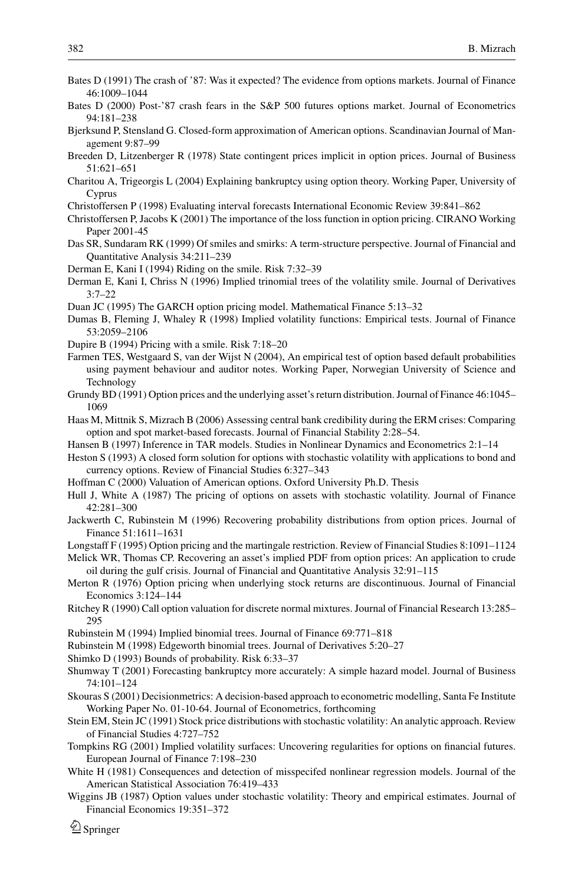Bates D (1991) The crash of '87: Was it expected? The evidence from options markets. Journal of Finance 46:1009–1044

Bates D (2000) Post-'87 crash fears in the S&P 500 futures options market. Journal of Econometrics 94:181–238

Bjerksund P, Stensland G. Closed-form approximation of American options. Scandinavian Journal of Management 9:87–99

Breeden D, Litzenberger R (1978) State contingent prices implicit in option prices. Journal of Business 51:621–651

Charitou A, Trigeorgis L (2004) Explaining bankruptcy using option theory. Working Paper, University of Cyprus

Christoffersen P (1998) Evaluating interval forecasts International Economic Review 39:841–862

Christoffersen P, Jacobs K (2001) The importance of the loss function in option pricing. CIRANO Working Paper 2001-45

Das SR, Sundaram RK (1999) Of smiles and smirks: A term-structure perspective. Journal of Financial and Quantitative Analysis 34:211–239

Derman E, Kani I (1994) Riding on the smile. Risk 7:32–39

Derman E, Kani I, Chriss N (1996) Implied trinomial trees of the volatility smile. Journal of Derivatives 3:7–22

Duan JC (1995) The GARCH option pricing model. Mathematical Finance 5:13–32

Dumas B, Fleming J, Whaley R (1998) Implied volatility functions: Empirical tests. Journal of Finance 53:2059–2106

Dupire B (1994) Pricing with a smile. Risk 7:18–20

Farmen TES, Westgaard S, van der Wijst N (2004), An empirical test of option based default probabilities using payment behaviour and auditor notes. Working Paper, Norwegian University of Science and Technology

Grundy BD (1991) Option prices and the underlying asset's return distribution. Journal of Finance 46:1045–1069

Haas M, Mittnik S, Mizrach B (2006) Assessing central bank credibility during the ERM crises: Comparing option and spot market-based forecasts. Journal of Financial Stability 2:28–54.

Hansen B (1997) Inference in TAR models. Studies in Nonlinear Dynamics and Econometrics 2:1–14

Heston S (1993) A closed form solution for options with stochastic volatility with applications to bond and currency options. Review of Financial Studies 6:327–343

Hoffman C (2000) Valuation of American options. Oxford University Ph.D. Thesis

Hull J, White A (1987) The pricing of options on assets with stochastic volatility. Journal of Finance 42:281–300

Jackwerth C, Rubinstein M (1996) Recovering probability distributions from option prices. Journal of Finance 51:1611–1631

Longstaff F (1995) Option pricing and the martingale restriction. Review of Financial Studies 8:1091–1124

Melick WR, Thomas CP. Recovering an asset's implied PDF from option prices: An application to crude oil during the gulf crisis. Journal of Financial and Quantitative Analysis 32:91–115

Merton R (1976) Option pricing when underlying stock returns are discontinuous. Journal of Financial Economics 3:124–144

Ritchey R (1990) Call option valuation for discrete normal mixtures. Journal of Financial Research 13:285–295

Rubinstein M (1994) Implied binomial trees. Journal of Finance 69:771–818

Rubinstein M (1998) Edgeworth binomial trees. Journal of Derivatives 5:20–27

Shimko D (1993) Bounds of probability. Risk 6:33–37

Shumway T (2001) Forecasting bankruptcy more accurately: A simple hazard model. Journal of Business 74:101–124

Skouras S (2001) Decisionmetrics: A decision-based approach to econometric modelling, Santa Fe Institute Working Paper No. 01-10-64. Journal of Econometrics, forthcoming

Stein EM, Stein JC (1991) Stock price distributions with stochastic volatility: An analytic approach. Review of Financial Studies 4:727–752

Tompkins RG (2001) Implied volatility surfaces: Uncovering regularities for options on financial futures. European Journal of Finance 7:198–230

White H (1981) Consequences and detection of misspecifed nonlinear regression models. Journal of the American Statistical Association 76:419–433

Wiggins JB (1987) Option values under stochastic volatility: Theory and empirical estimates. Journal of Financial Economics 19:351–372